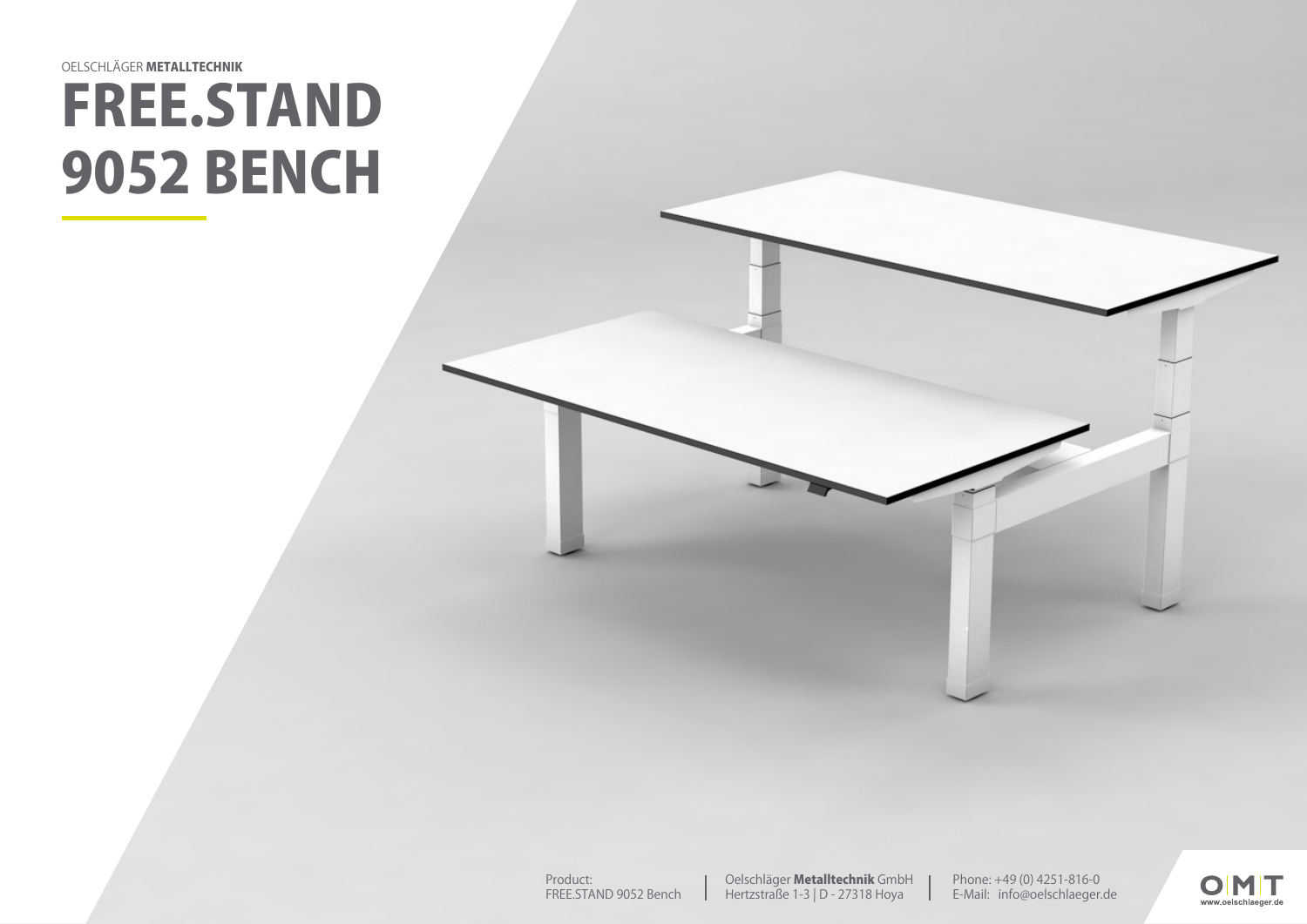OELSCHLÄGER **METALLTECHNIK**

# FREE.STAND 9052 BENCH

Product:
FREE.STAND 9052 Bench

Oelschläger **Metalltechnik** GmbH
Hertzstraße 1-3 | D - 27318 Hoya

Phone: +49 (0) 4251-816-0
E-Mail: info@oelschlaeger.de

OMT
www.oelschlaeger.de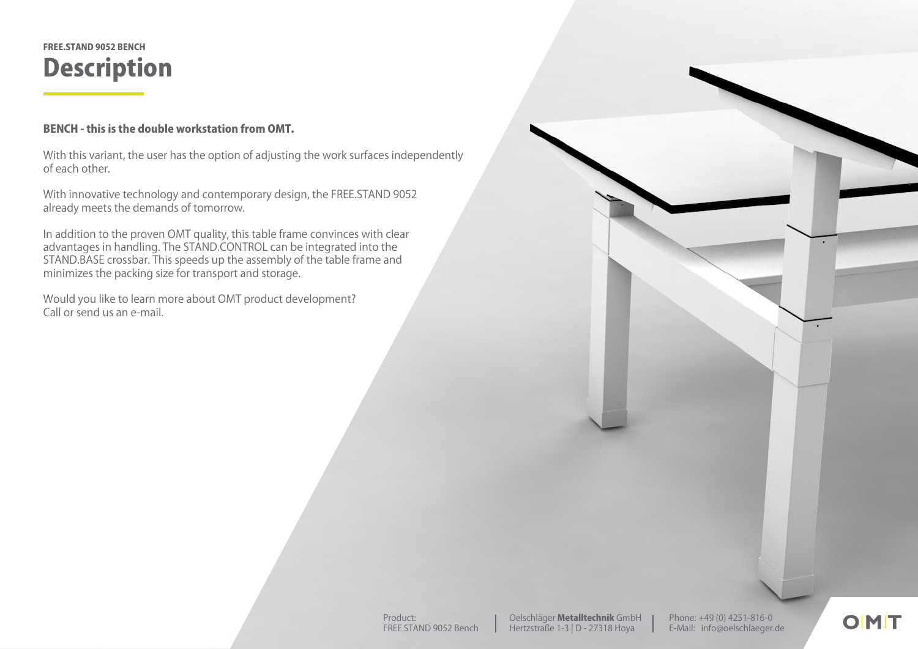FREE.STAND 9052 BENCH

# Description

**BENCH - this is the double workstation from OMT.**

With this variant, the user has the option of adjusting the work surfaces independently of each other.

With innovative technology and contemporary design, the FREE.STAND 9052 already meets the demands of tomorrow.

In addition to the proven OMT quality, this table frame convinces with clear advantages in handling. The STAND.CONTROL can be integrated into the STAND.BASE crossbar. This speeds up the assembly of the table frame and minimizes the packing size for transport and storage.

Would you like to learn more about OMT product development?
Call or send us an e-mail.

Product:
FREE.STAND 9052 Bench

Oelschläger **Metalltechnik** GmbH
Hertzstraße 1-3 | D - 27318 Hoya

Phone: +49 (0) 4251-816-0
E-Mail: info@oelschlaeger.de

OMT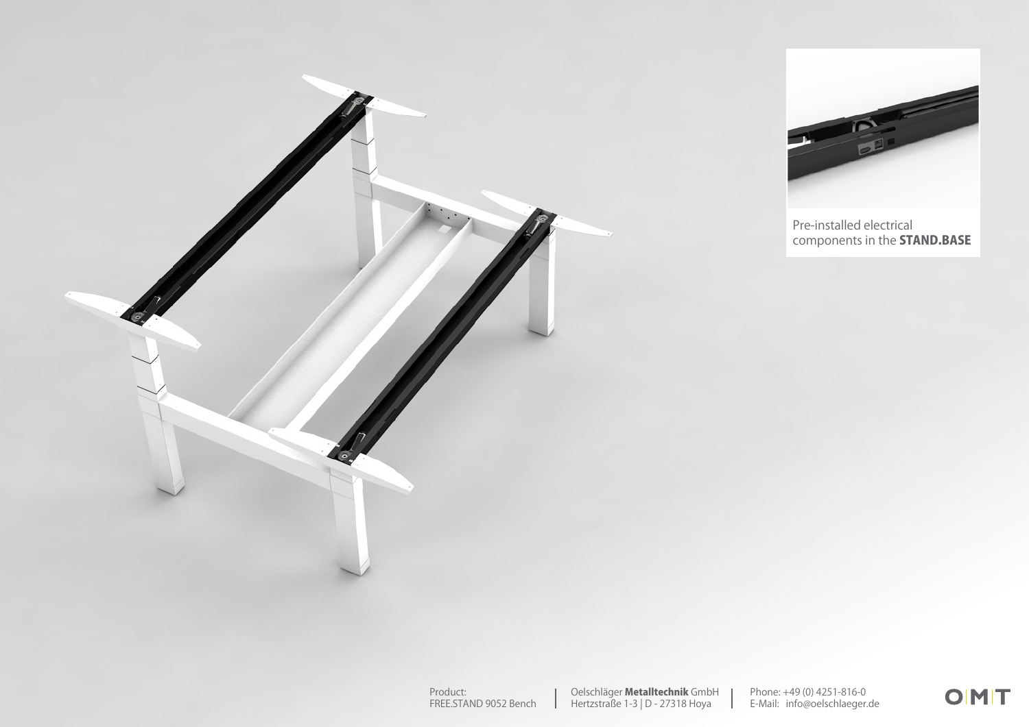Pre-installed electrical components in the **STAND.BASE**

Product:
FREE.STAND 9052 Bench

Oelschläger **Metalltechnik** GmbH
Hertzstraße 1-3 | D - 27318 Hoya

Phone: +49 (0) 4251-816-0
E-Mail: info@oelschlaeger.de

OMT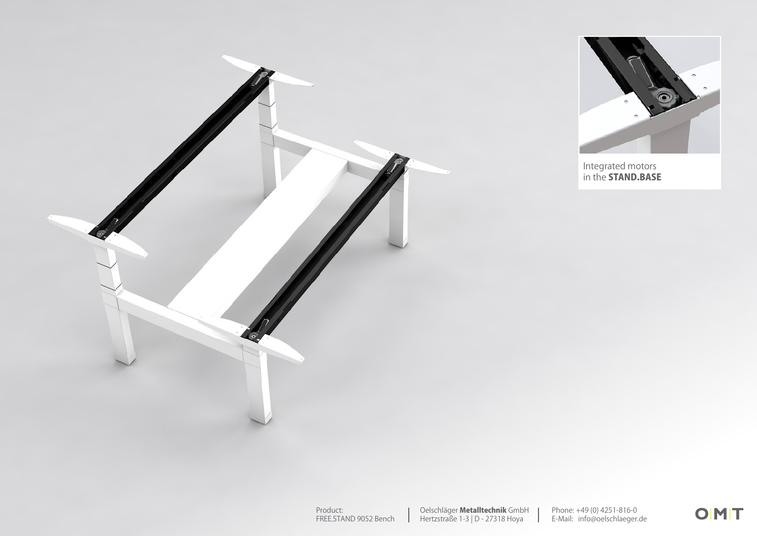Integrated motors
in the **STAND.BASE**

Product:
FREE.STAND 9052 Bench

Oelschläger **Metalltechnik** GmbH
Hertzstraße 1-3 | D - 27318 Hoya

Phone: +49 (0) 4251-816-0
E-Mail: info@oelschlaeger.de

OMT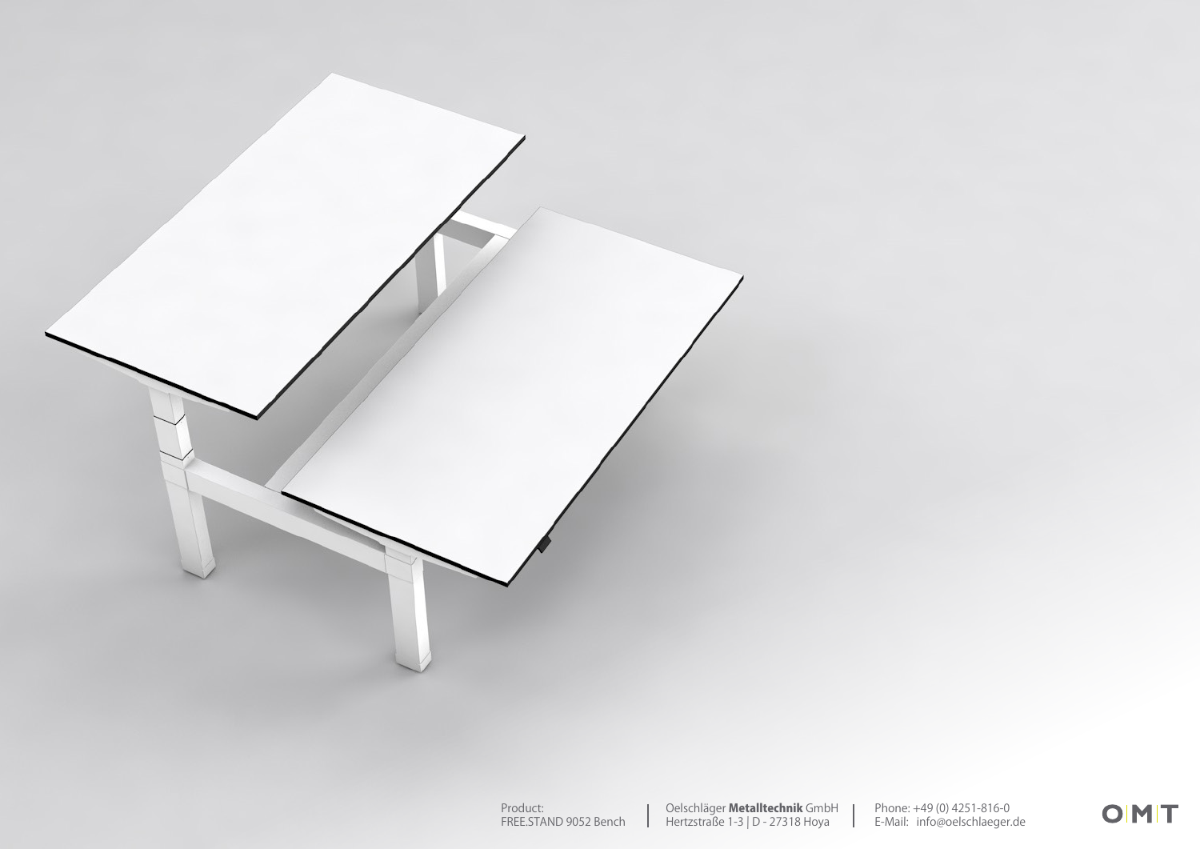Product:
FREE.STAND 9052 Bench

Oelschläger **Metalltechnik** GmbH
Hertzstraße 1-3 | D - 27318 Hoya

Phone: +49 (0) 4251-816-0
E-Mail: info@oelschlaeger.de

OMT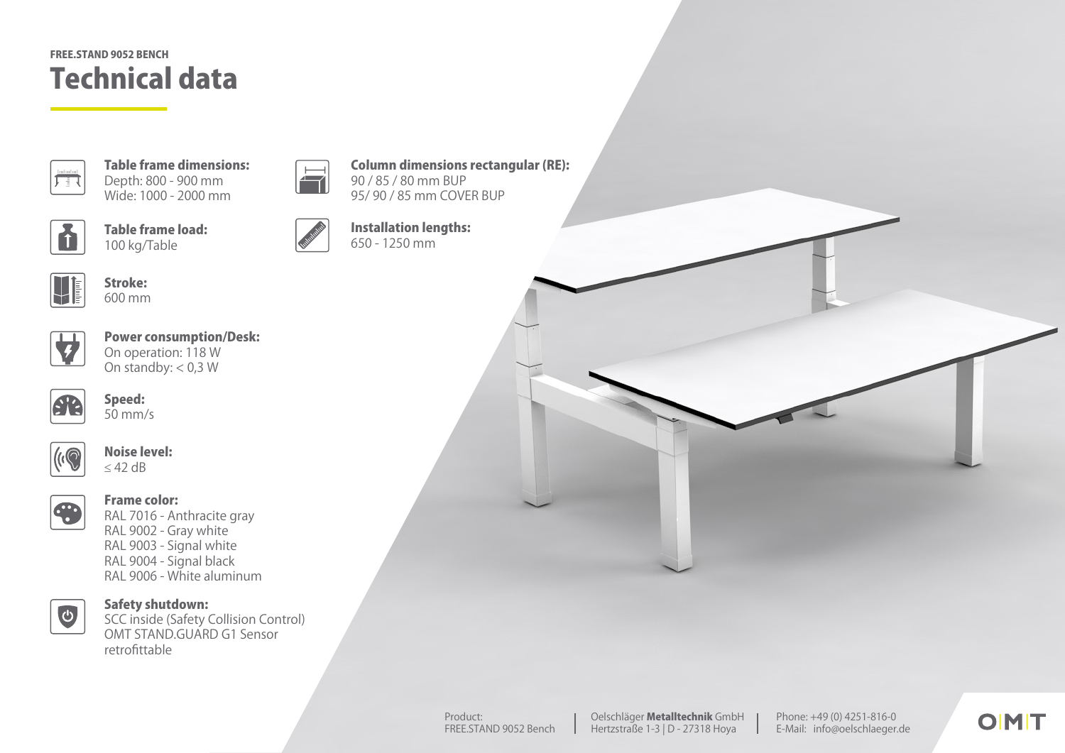FREE.STAND 9052 BENCH

# Technical data

**Table frame dimensions:**
Depth: 800 - 900 mm
Wide: 1000 - 2000 mm

**Table frame load:**
100 kg/Table

**Stroke:**
600 mm

**Power consumption/Desk:**
On operation: 118 W
On standby: < 0,3 W

**Speed:**
50 mm/s

**Noise level:**
≤ 42 dB

**Frame color:**
RAL 7016 - Anthracite gray
RAL 9002 - Gray white
RAL 9003 - Signal white
RAL 9004 - Signal black
RAL 9006 - White aluminum

**Safety shutdown:**
SCC inside (Safety Collision Control)
OMT STAND.GUARD G1 Sensor
retrofittable

**Column dimensions rectangular (RE):**
90 / 85 / 80 mm BUP
95/ 90 / 85 mm COVER BUP

**Installation lengths:**
650 - 1250 mm

Product:
FREE.STAND 9052 Bench

Oelschläger **Metalltechnik** GmbH
Hertzstraße 1-3 | D - 27318 Hoya

Phone: +49 (0) 4251-816-0
E-Mail: info@oelschlaeger.de

OMT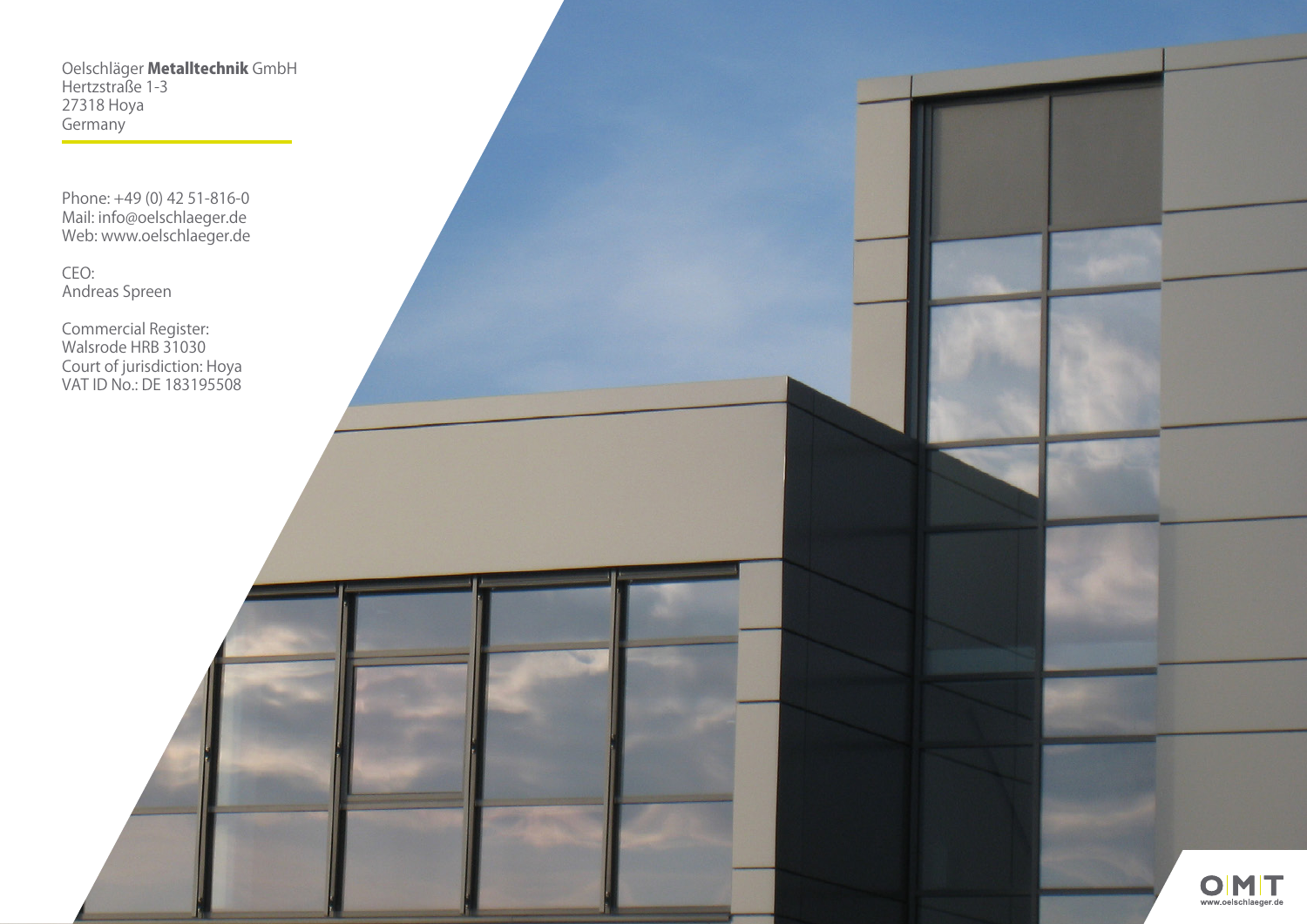Oelschläger **Metalltechnik** GmbH
Hertzstraße 1-3
27318 Hoya
Germany

Phone: +49 (0) 42 51-816-0
Mail: info@oelschlaeger.de
Web: www.oelschlaeger.de

CEO:
Andreas Spreen

Commercial Register:
Walsrode HRB 31030
Court of jurisdiction: Hoya
VAT ID No.: DE 183195508

OMT
www.oelschlaeger.de